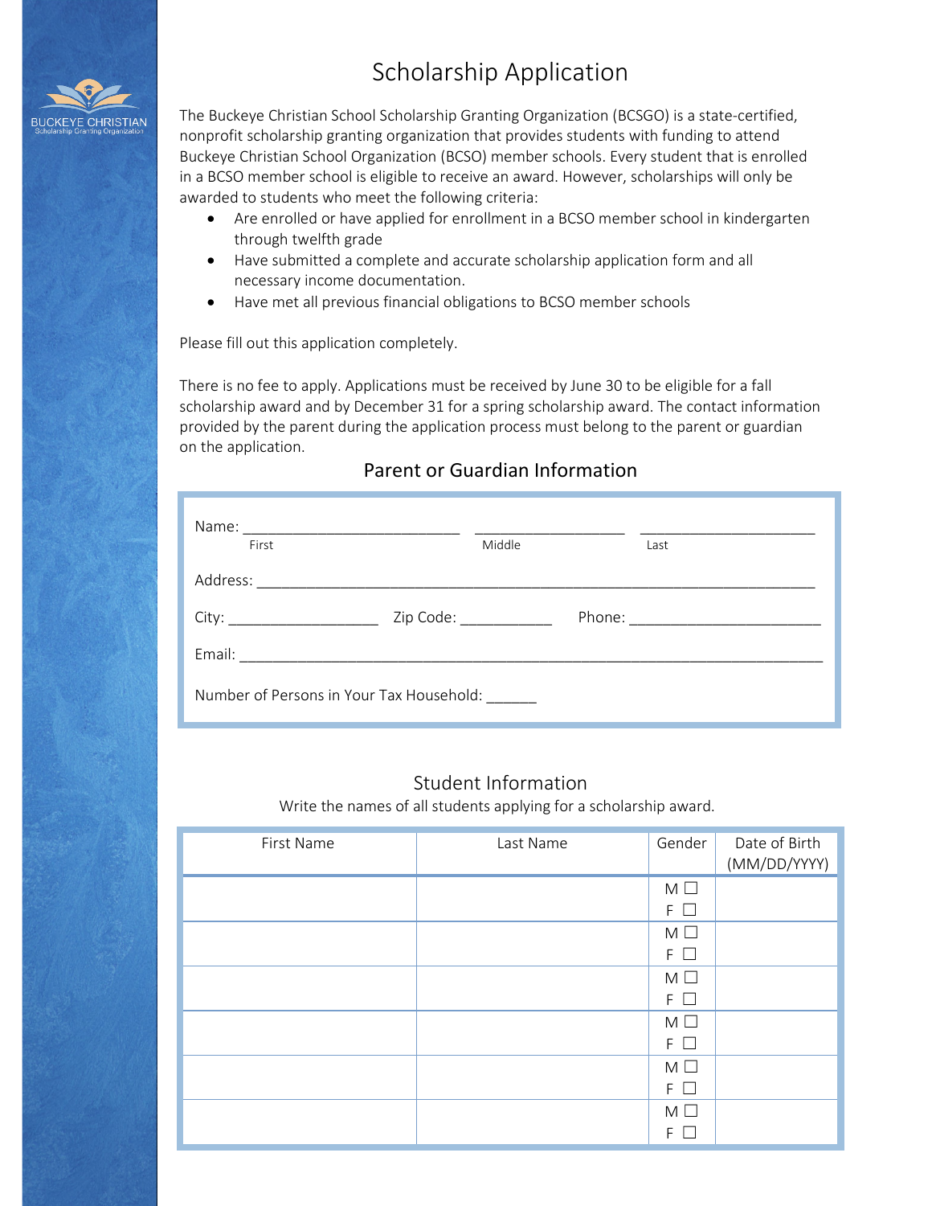BUCKEYE CHRISTIAN
Scholarship Granting Organization

# Scholarship Application

The Buckeye Christian School Scholarship Granting Organization (BCSGO) is a state-certified, nonprofit scholarship granting organization that provides students with funding to attend Buckeye Christian School Organization (BCSO) member schools. Every student that is enrolled in a BCSO member school is eligible to receive an award. However, scholarships will only be awarded to students who meet the following criteria:

- Are enrolled or have applied for enrollment in a BCSO member school in kindergarten through twelfth grade
- Have submitted a complete and accurate scholarship application form and all necessary income documentation.
- Have met all previous financial obligations to BCSO member schools

Please fill out this application completely.

There is no fee to apply. Applications must be received by June 30 to be eligible for a fall scholarship award and by December 31 for a spring scholarship award. The contact information provided by the parent during the application process must belong to the parent or guardian on the application.

## Parent or Guardian Information

Name: __________________________ __________________ ______________________
First Middle Last

Address: ____________________________________________________________________

City: __________________ Zip Code: ___________ Phone: _______________________

Email: ______________________________________________________________________

Number of Persons in Your Tax Household: ______

## Student Information

Write the names of all students applying for a scholarship award.

| First Name | Last Name | Gender | Date of Birth (MM/DD/YYYY) |
|---|---|---|---|
| | | M ☐ F ☐ | |
| | | M ☐ F ☐ | |
| | | M ☐ F ☐ | |
| | | M ☐ F ☐ | |
| | | M ☐ F ☐ | |
| | | M ☐ F ☐ | |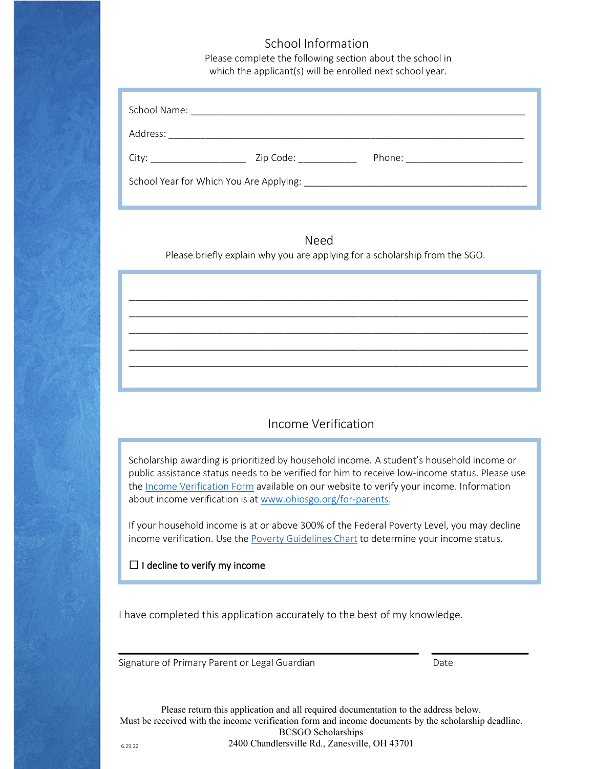## School Information

Please complete the following section about the school in which the applicant(s) will be enrolled next school year.

School Name: ___________________________________________________________

Address: ______________________________________________________________

City: _________________ Zip Code: ___________ Phone: _____________________

School Year for Which You Are Applying: ________________________________________

## Need

Please briefly explain why you are applying for a scholarship from the SGO.

______________________________________________________________________

______________________________________________________________________

______________________________________________________________________

______________________________________________________________________

______________________________________________________________________

## Income Verification

Scholarship awarding is prioritized by household income. A student's household income or public assistance status needs to be verified for him to receive low-income status. Please use the Income Verification Form available on our website to verify your income. Information about income verification is at www.ohiosgo.org/for-parents.

If your household income is at or above 300% of the Federal Poverty Level, you may decline income verification. Use the Poverty Guidelines Chart to determine your income status.

☐ I decline to verify my income

I have completed this application accurately to the best of my knowledge.

______________________________________________ ______________

Signature of Primary Parent or Legal Guardian Date

Please return this application and all required documentation to the address below.
Must be received with the income verification form and income documents by the scholarship deadline.
BCSGO Scholarships
2400 Chandlersville Rd., Zanesville, OH 43701

6.29.22